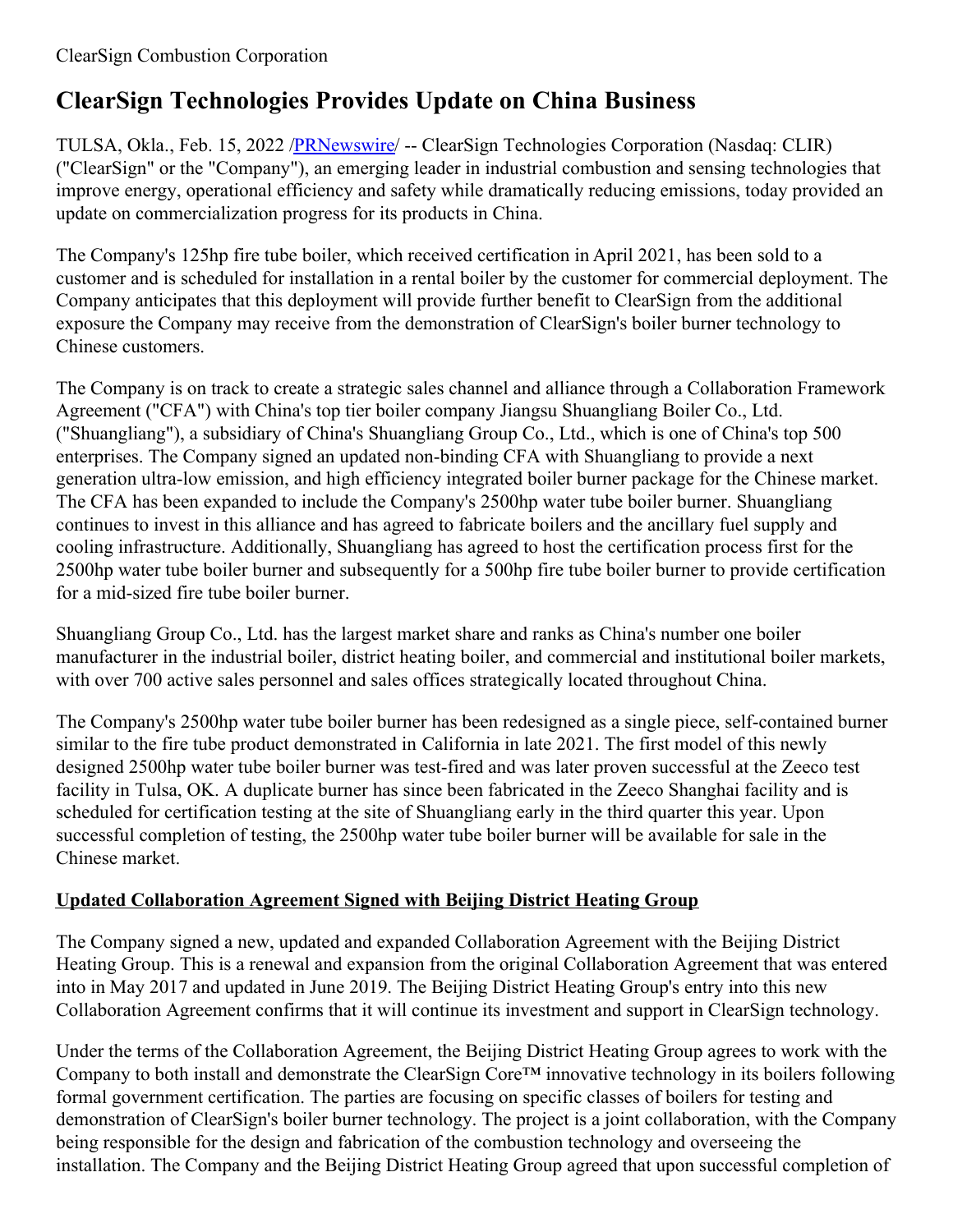ClearSign Combustion Corporation

# ClearSign Technologies Provides Update on China Business

TULSA, Okla., Feb. 15, 2022 /PRNewswire/ -- ClearSign Technologies Corporation (Nasdaq: CLIR) ("ClearSign" or the "Company"), an emerging leader in industrial combustion and sensing technologies that improve energy, operational efficiency and safety while dramatically reducing emissions, today provided an update on commercialization progress for its products in China.

The Company's 125hp fire tube boiler, which received certification in April 2021, has been sold to a customer and is scheduled for installation in a rental boiler by the customer for commercial deployment. The Company anticipates that this deployment will provide further benefit to ClearSign from the additional exposure the Company may receive from the demonstration of ClearSign's boiler burner technology to Chinese customers.

The Company is on track to create a strategic sales channel and alliance through a Collaboration Framework Agreement ("CFA") with China's top tier boiler company Jiangsu Shuangliang Boiler Co., Ltd. ("Shuangliang"), a subsidiary of China's Shuangliang Group Co., Ltd., which is one of China's top 500 enterprises. The Company signed an updated non-binding CFA with Shuangliang to provide a next generation ultra-low emission, and high efficiency integrated boiler burner package for the Chinese market. The CFA has been expanded to include the Company's 2500hp water tube boiler burner. Shuangliang continues to invest in this alliance and has agreed to fabricate boilers and the ancillary fuel supply and cooling infrastructure. Additionally, Shuangliang has agreed to host the certification process first for the 2500hp water tube boiler burner and subsequently for a 500hp fire tube boiler burner to provide certification for a mid-sized fire tube boiler burner.

Shuangliang Group Co., Ltd. has the largest market share and ranks as China's number one boiler manufacturer in the industrial boiler, district heating boiler, and commercial and institutional boiler markets, with over 700 active sales personnel and sales offices strategically located throughout China.

The Company's 2500hp water tube boiler burner has been redesigned as a single piece, self-contained burner similar to the fire tube product demonstrated in California in late 2021. The first model of this newly designed 2500hp water tube boiler burner was test-fired and was later proven successful at the Zeeco test facility in Tulsa, OK. A duplicate burner has since been fabricated in the Zeeco Shanghai facility and is scheduled for certification testing at the site of Shuangliang early in the third quarter this year. Upon successful completion of testing, the 2500hp water tube boiler burner will be available for sale in the Chinese market.

## Updated Collaboration Agreement Signed with Beijing District Heating Group

The Company signed a new, updated and expanded Collaboration Agreement with the Beijing District Heating Group. This is a renewal and expansion from the original Collaboration Agreement that was entered into in May 2017 and updated in June 2019. The Beijing District Heating Group's entry into this new Collaboration Agreement confirms that it will continue its investment and support in ClearSign technology.

Under the terms of the Collaboration Agreement, the Beijing District Heating Group agrees to work with the Company to both install and demonstrate the ClearSign Core™ innovative technology in its boilers following formal government certification. The parties are focusing on specific classes of boilers for testing and demonstration of ClearSign's boiler burner technology. The project is a joint collaboration, with the Company being responsible for the design and fabrication of the combustion technology and overseeing the installation. The Company and the Beijing District Heating Group agreed that upon successful completion of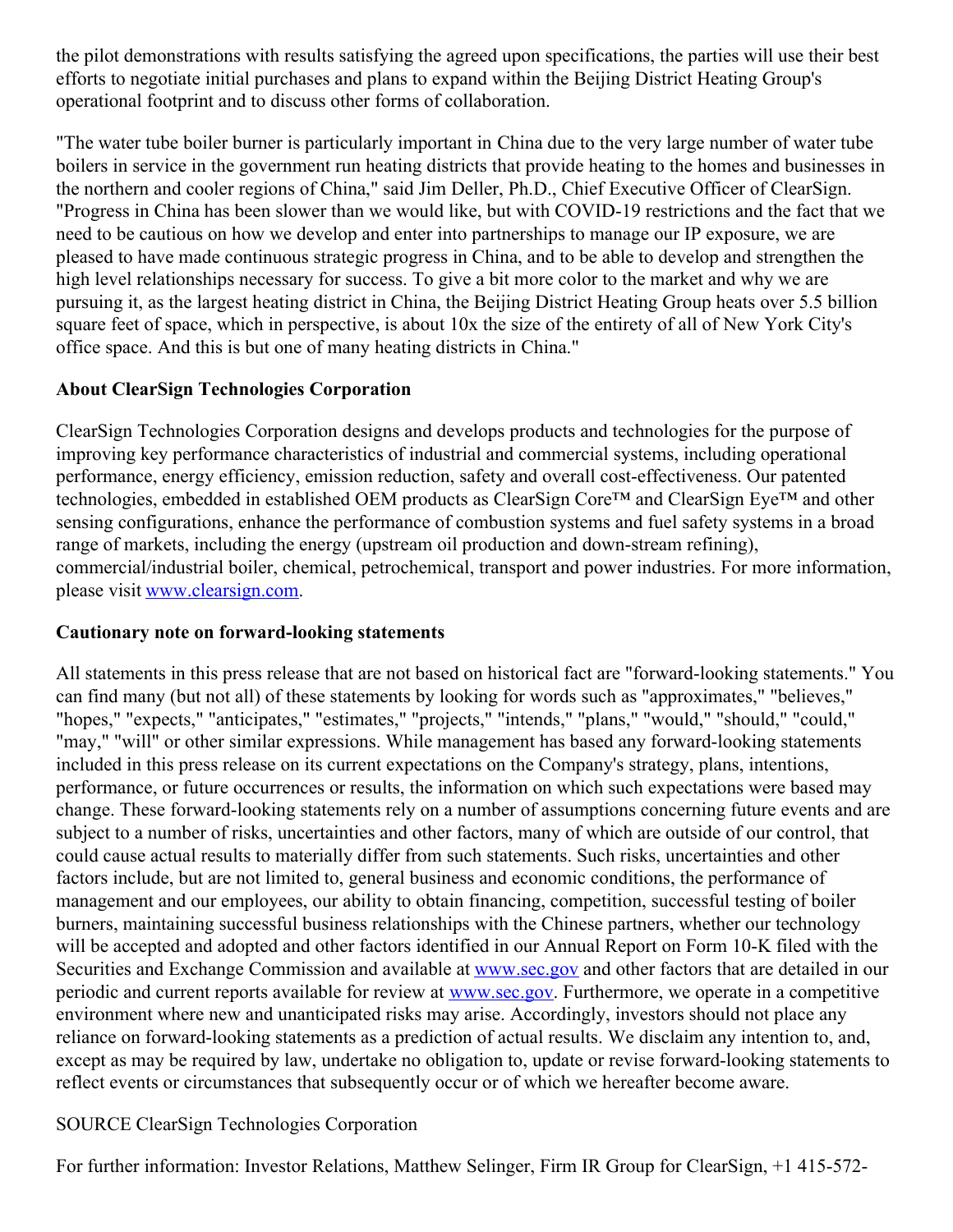the pilot demonstrations with results satisfying the agreed upon specifications, the parties will use their best efforts to negotiate initial purchases and plans to expand within the Beijing District Heating Group's operational footprint and to discuss other forms of collaboration.

"The water tube boiler burner is particularly important in China due to the very large number of water tube boilers in service in the government run heating districts that provide heating to the homes and businesses in the northern and cooler regions of China," said Jim Deller, Ph.D., Chief Executive Officer of ClearSign. "Progress in China has been slower than we would like, but with COVID-19 restrictions and the fact that we need to be cautious on how we develop and enter into partnerships to manage our IP exposure, we are pleased to have made continuous strategic progress in China, and to be able to develop and strengthen the high level relationships necessary for success. To give a bit more color to the market and why we are pursuing it, as the largest heating district in China, the Beijing District Heating Group heats over 5.5 billion square feet of space, which in perspective, is about 10x the size of the entirety of all of New York City's office space. And this is but one of many heating districts in China."

**About ClearSign Technologies Corporation**

ClearSign Technologies Corporation designs and develops products and technologies for the purpose of improving key performance characteristics of industrial and commercial systems, including operational performance, energy efficiency, emission reduction, safety and overall cost-effectiveness. Our patented technologies, embedded in established OEM products as ClearSign Core™ and ClearSign Eye™ and other sensing configurations, enhance the performance of combustion systems and fuel safety systems in a broad range of markets, including the energy (upstream oil production and down-stream refining), commercial/industrial boiler, chemical, petrochemical, transport and power industries. For more information, please visit [www.clearsign.com](http://www.clearsign.com).

**Cautionary note on forward-looking statements**

All statements in this press release that are not based on historical fact are "forward-looking statements." You can find many (but not all) of these statements by looking for words such as "approximates," "believes," "hopes," "expects," "anticipates," "estimates," "projects," "intends," "plans," "would," "should," "could," "may," "will" or other similar expressions. While management has based any forward-looking statements included in this press release on its current expectations on the Company's strategy, plans, intentions, performance, or future occurrences or results, the information on which such expectations were based may change. These forward-looking statements rely on a number of assumptions concerning future events and are subject to a number of risks, uncertainties and other factors, many of which are outside of our control, that could cause actual results to materially differ from such statements. Such risks, uncertainties and other factors include, but are not limited to, general business and economic conditions, the performance of management and our employees, our ability to obtain financing, competition, successful testing of boiler burners, maintaining successful business relationships with the Chinese partners, whether our technology will be accepted and adopted and other factors identified in our Annual Report on Form 10-K filed with the Securities and Exchange Commission and available at [www.sec.gov](http://www.sec.gov) and other factors that are detailed in our periodic and current reports available for review at [www.sec.gov](http://www.sec.gov). Furthermore, we operate in a competitive environment where new and unanticipated risks may arise. Accordingly, investors should not place any reliance on forward-looking statements as a prediction of actual results. We disclaim any intention to, and, except as may be required by law, undertake no obligation to, update or revise forward-looking statements to reflect events or circumstances that subsequently occur or of which we hereafter become aware.

SOURCE ClearSign Technologies Corporation

For further information: Investor Relations, Matthew Selinger, Firm IR Group for ClearSign, +1 415-572-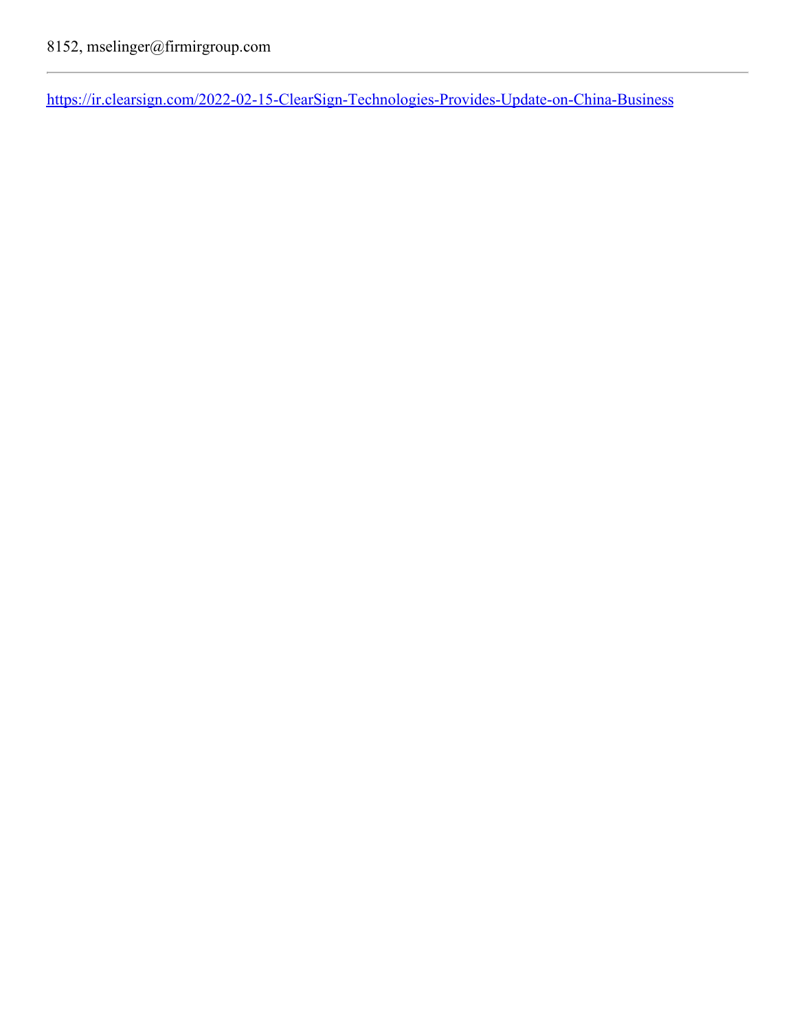8152, mselinger@firmirgroup.com

---

https://ir.clearsign.com/2022-02-15-ClearSign-Technologies-Provides-Update-on-China-Business